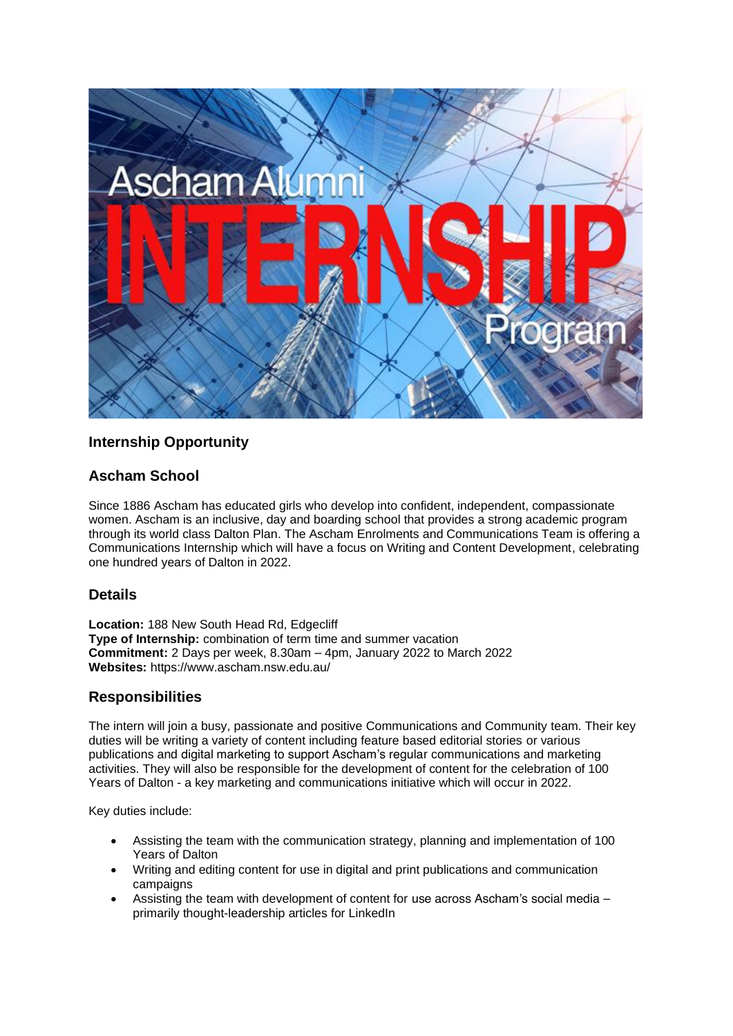## Internship Opportunity

## Ascham School

Since 1886 Ascham has educated girls who develop into confident, independent, compassionate women. Ascham is an inclusive, day and boarding school that provides a strong academic program through its world class Dalton Plan. The Ascham Enrolments and Communications Team is offering a Communications Internship which will have a focus on Writing and Content Development, celebrating one hundred years of Dalton in 2022.

## Details

**Location:** 188 New South Head Rd, Edgecliff
**Type of Internship:** combination of term time and summer vacation
**Commitment:** 2 Days per week, 8.30am – 4pm, January 2022 to March 2022
**Websites:** https://www.ascham.nsw.edu.au/

## Responsibilities

The intern will join a busy, passionate and positive Communications and Community team. Their key duties will be writing a variety of content including feature based editorial stories or various publications and digital marketing to support Ascham's regular communications and marketing activities. They will also be responsible for the development of content for the celebration of 100 Years of Dalton - a key marketing and communications initiative which will occur in 2022.

Key duties include:

- Assisting the team with the communication strategy, planning and implementation of 100 Years of Dalton
- Writing and editing content for use in digital and print publications and communication campaigns
- Assisting the team with development of content for use across Ascham's social media – primarily thought-leadership articles for LinkedIn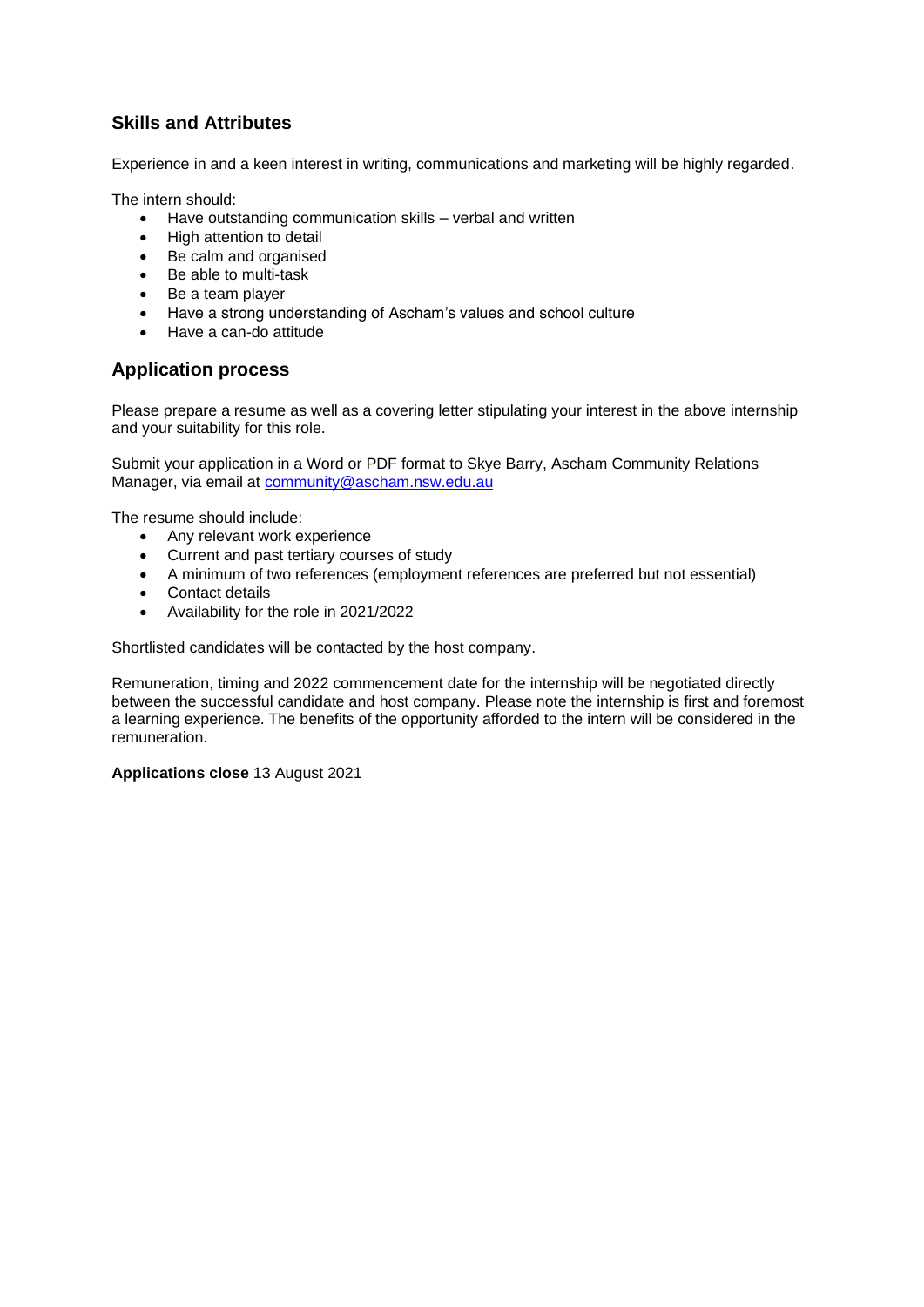## Skills and Attributes

Experience in and a keen interest in writing, communications and marketing will be highly regarded.

The intern should:

- Have outstanding communication skills – verbal and written
- High attention to detail
- Be calm and organised
- Be able to multi-task
- Be a team player
- Have a strong understanding of Ascham's values and school culture
- Have a can-do attitude

## Application process

Please prepare a resume as well as a covering letter stipulating your interest in the above internship and your suitability for this role.

Submit your application in a Word or PDF format to Skye Barry, Ascham Community Relations Manager, via email at community@ascham.nsw.edu.au

The resume should include:

- Any relevant work experience
- Current and past tertiary courses of study
- A minimum of two references (employment references are preferred but not essential)
- Contact details
- Availability for the role in 2021/2022

Shortlisted candidates will be contacted by the host company.

Remuneration, timing and 2022 commencement date for the internship will be negotiated directly between the successful candidate and host company. Please note the internship is first and foremost a learning experience. The benefits of the opportunity afforded to the intern will be considered in the remuneration.

**Applications close** 13 August 2021